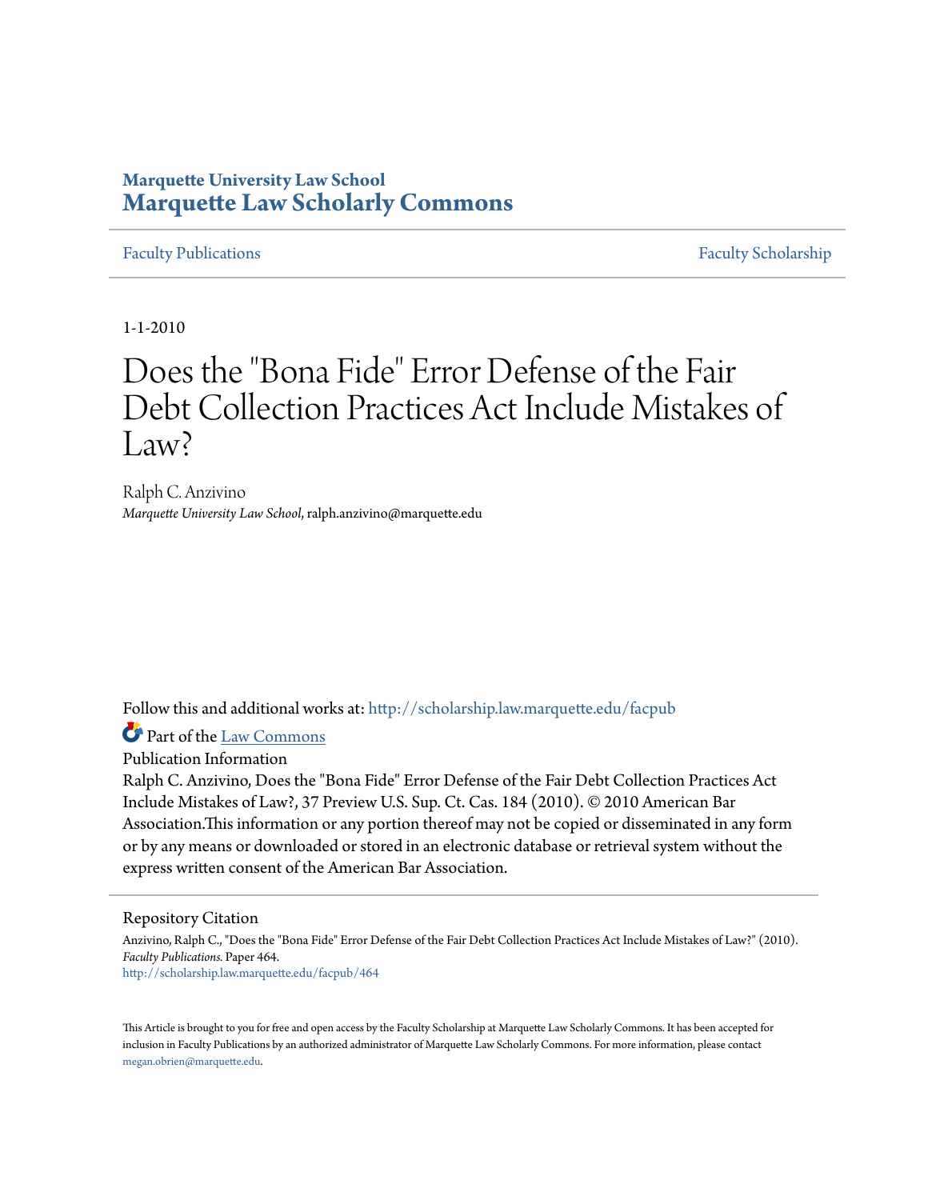Marquette University Law School

# Marquette Law Scholarly Commons

Faculty Publications | Faculty Scholarship

1-1-2010

# Does the "Bona Fide" Error Defense of the Fair Debt Collection Practices Act Include Mistakes of Law?

Ralph C. Anzivino
*Marquette University Law School*, ralph.anzivino@marquette.edu

Follow this and additional works at: http://scholarship.law.marquette.edu/facpub

Part of the Law Commons

Publication Information

Ralph C. Anzivino, Does the "Bona Fide" Error Defense of the Fair Debt Collection Practices Act Include Mistakes of Law?, 37 Preview U.S. Sup. Ct. Cas. 184 (2010). © 2010 American Bar Association.This information or any portion thereof may not be copied or disseminated in any form or by any means or downloaded or stored in an electronic database or retrieval system without the express written consent of the American Bar Association.

Repository Citation

Anzivino, Ralph C., "Does the "Bona Fide" Error Defense of the Fair Debt Collection Practices Act Include Mistakes of Law?" (2010). *Faculty Publications.* Paper 464.
http://scholarship.law.marquette.edu/facpub/464

This Article is brought to you for free and open access by the Faculty Scholarship at Marquette Law Scholarly Commons. It has been accepted for inclusion in Faculty Publications by an authorized administrator of Marquette Law Scholarly Commons. For more information, please contact megan.obrien@marquette.edu.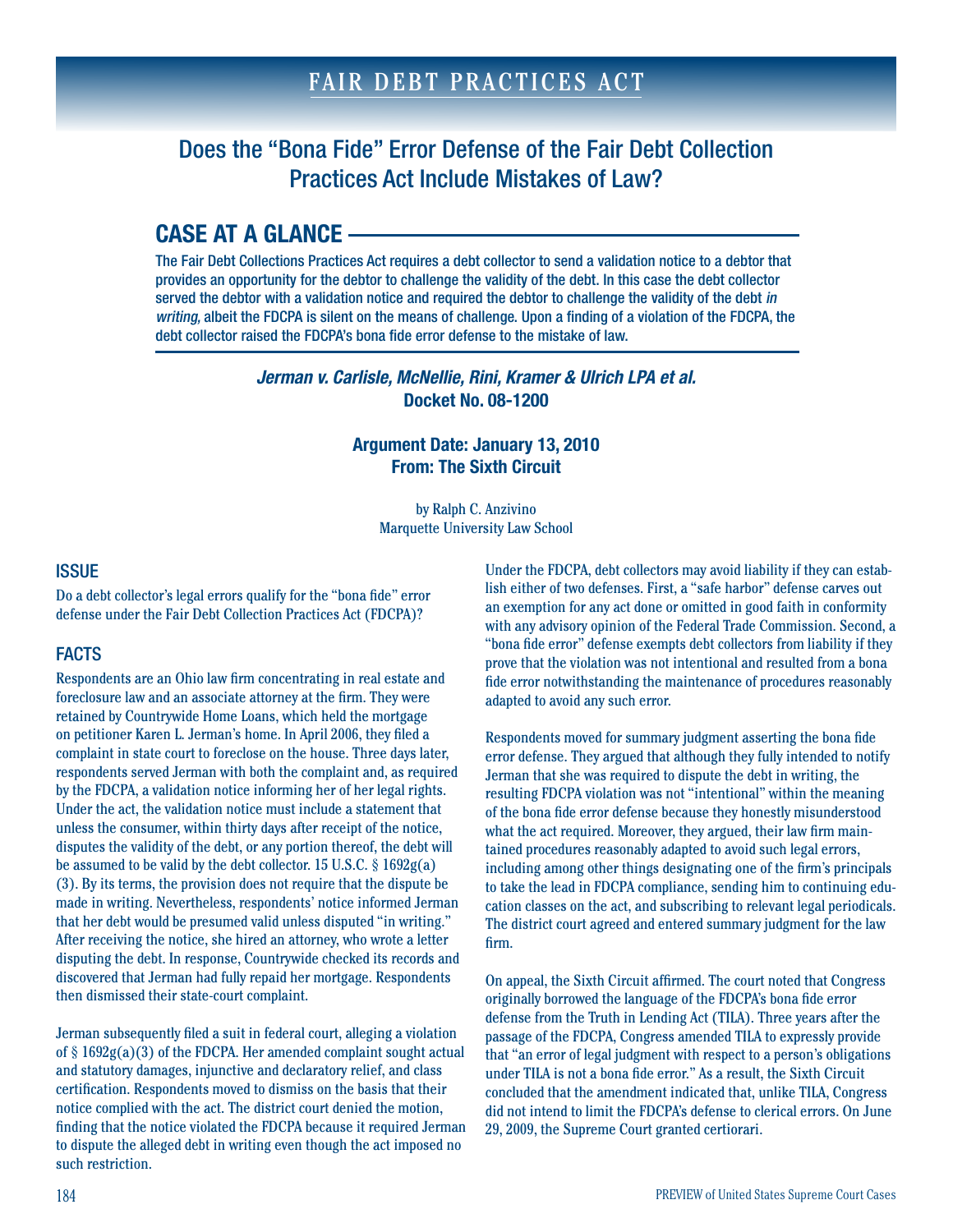# FAIR DEBT PRACTICES ACT

## Does the "Bona Fide" Error Defense of the Fair Debt Collection Practices Act Include Mistakes of Law?

## CASE AT A GLANCE

The Fair Debt Collections Practices Act requires a debt collector to send a validation notice to a debtor that provides an opportunity for the debtor to challenge the validity of the debt. In this case the debt collector served the debtor with a validation notice and required the debtor to challenge the validity of the debt *in writing,* albeit the FDCPA is silent on the means of challenge. Upon a finding of a violation of the FDCPA, the debt collector raised the FDCPA's bona fide error defense to the mistake of law.

***Jerman v. Carlisle, McNellie, Rini, Kramer & Ulrich LPA et al.***
**Docket No. 08-1200**

**Argument Date: January 13, 2010**
**From: The Sixth Circuit**

by Ralph C. Anzivino
Marquette University Law School

### ISSUE

Do a debt collector's legal errors qualify for the "bona fide" error defense under the Fair Debt Collection Practices Act (FDCPA)?

### FACTS

Respondents are an Ohio law firm concentrating in real estate and foreclosure law and an associate attorney at the firm. They were retained by Countrywide Home Loans, which held the mortgage on petitioner Karen L. Jerman's home. In April 2006, they filed a complaint in state court to foreclose on the house. Three days later, respondents served Jerman with both the complaint and, as required by the FDCPA, a validation notice informing her of her legal rights. Under the act, the validation notice must include a statement that unless the consumer, within thirty days after receipt of the notice, disputes the validity of the debt, or any portion thereof, the debt will be assumed to be valid by the debt collector. 15 U.S.C. § 1692g(a)(3). By its terms, the provision does not require that the dispute be made in writing. Nevertheless, respondents' notice informed Jerman that her debt would be presumed valid unless disputed "in writing." After receiving the notice, she hired an attorney, who wrote a letter disputing the debt. In response, Countrywide checked its records and discovered that Jerman had fully repaid her mortgage. Respondents then dismissed their state-court complaint.

Jerman subsequently filed a suit in federal court, alleging a violation of § 1692g(a)(3) of the FDCPA. Her amended complaint sought actual and statutory damages, injunctive and declaratory relief, and class certification. Respondents moved to dismiss on the basis that their notice complied with the act. The district court denied the motion, finding that the notice violated the FDCPA because it required Jerman to dispute the alleged debt in writing even though the act imposed no such restriction.

Under the FDCPA, debt collectors may avoid liability if they can establish either of two defenses. First, a "safe harbor" defense carves out an exemption for any act done or omitted in good faith in conformity with any advisory opinion of the Federal Trade Commission. Second, a "bona fide error" defense exempts debt collectors from liability if they prove that the violation was not intentional and resulted from a bona fide error notwithstanding the maintenance of procedures reasonably adapted to avoid any such error.

Respondents moved for summary judgment asserting the bona fide error defense. They argued that although they fully intended to notify Jerman that she was required to dispute the debt in writing, the resulting FDCPA violation was not "intentional" within the meaning of the bona fide error defense because they honestly misunderstood what the act required. Moreover, they argued, their law firm maintained procedures reasonably adapted to avoid such legal errors, including among other things designating one of the firm's principals to take the lead in FDCPA compliance, sending him to continuing education classes on the act, and subscribing to relevant legal periodicals. The district court agreed and entered summary judgment for the law firm.

On appeal, the Sixth Circuit affirmed. The court noted that Congress originally borrowed the language of the FDCPA's bona fide error defense from the Truth in Lending Act (TILA). Three years after the passage of the FDCPA, Congress amended TILA to expressly provide that "an error of legal judgment with respect to a person's obligations under TILA is not a bona fide error." As a result, the Sixth Circuit concluded that the amendment indicated that, unlike TILA, Congress did not intend to limit the FDCPA's defense to clerical errors. On June 29, 2009, the Supreme Court granted certiorari.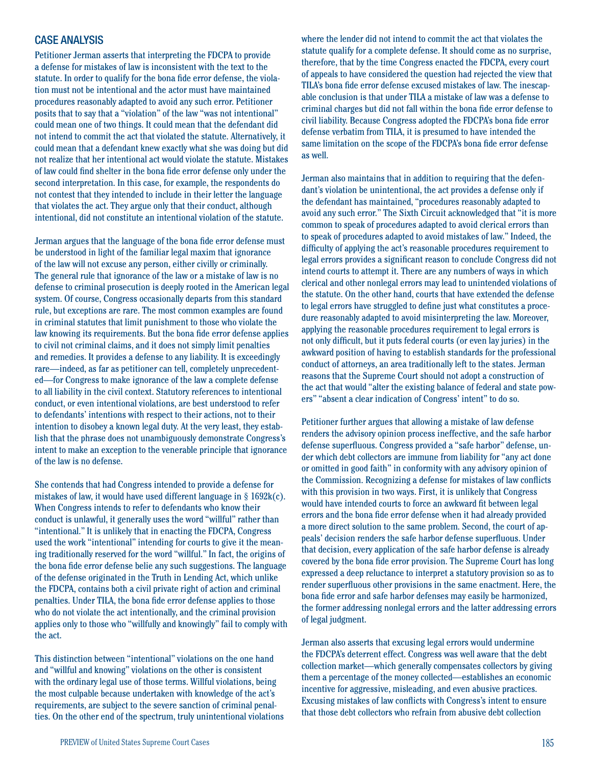## CASE ANALYSIS

Petitioner Jerman asserts that interpreting the FDCPA to provide a defense for mistakes of law is inconsistent with the text to the statute. In order to qualify for the bona fide error defense, the violation must not be intentional and the actor must have maintained procedures reasonably adapted to avoid any such error. Petitioner posits that to say that a "violation" of the law "was not intentional" could mean one of two things. It could mean that the defendant did not intend to commit the act that violated the statute. Alternatively, it could mean that a defendant knew exactly what she was doing but did not realize that her intentional act would violate the statute. Mistakes of law could find shelter in the bona fide error defense only under the second interpretation. In this case, for example, the respondents do not contest that they intended to include in their letter the language that violates the act. They argue only that their conduct, although intentional, did not constitute an intentional violation of the statute.

Jerman argues that the language of the bona fide error defense must be understood in light of the familiar legal maxim that ignorance of the law will not excuse any person, either civilly or criminally. The general rule that ignorance of the law or a mistake of law is no defense to criminal prosecution is deeply rooted in the American legal system. Of course, Congress occasionally departs from this standard rule, but exceptions are rare. The most common examples are found in criminal statutes that limit punishment to those who violate the law knowing its requirements. But the bona fide error defense applies to civil not criminal claims, and it does not simply limit penalties and remedies. It provides a defense to any liability. It is exceedingly rare—indeed, as far as petitioner can tell, completely unprecedented—for Congress to make ignorance of the law a complete defense to all liability in the civil context. Statutory references to intentional conduct, or even intentional violations, are best understood to refer to defendants' intentions with respect to their actions, not to their intention to disobey a known legal duty. At the very least, they establish that the phrase does not unambiguously demonstrate Congress's intent to make an exception to the venerable principle that ignorance of the law is no defense.

She contends that had Congress intended to provide a defense for mistakes of law, it would have used different language in § 1692k(c). When Congress intends to refer to defendants who know their conduct is unlawful, it generally uses the word "willful" rather than "intentional." It is unlikely that in enacting the FDCPA, Congress used the work "intentional" intending for courts to give it the meaning traditionally reserved for the word "willful." In fact, the origins of the bona fide error defense belie any such suggestions. The language of the defense originated in the Truth in Lending Act, which unlike the FDCPA, contains both a civil private right of action and criminal penalties. Under TILA, the bona fide error defense applies to those who do not violate the act intentionally, and the criminal provision applies only to those who "willfully and knowingly" fail to comply with the act.

This distinction between "intentional" violations on the one hand and "willful and knowing" violations on the other is consistent with the ordinary legal use of those terms. Willful violations, being the most culpable because undertaken with knowledge of the act's requirements, are subject to the severe sanction of criminal penalties. On the other end of the spectrum, truly unintentional violations where the lender did not intend to commit the act that violates the statute qualify for a complete defense. It should come as no surprise, therefore, that by the time Congress enacted the FDCPA, every court of appeals to have considered the question had rejected the view that TILA's bona fide error defense excused mistakes of law. The inescapable conclusion is that under TILA a mistake of law was a defense to criminal charges but did not fall within the bona fide error defense to civil liability. Because Congress adopted the FDCPA's bona fide error defense verbatim from TILA, it is presumed to have intended the same limitation on the scope of the FDCPA's bona fide error defense as well.

Jerman also maintains that in addition to requiring that the defendant's violation be unintentional, the act provides a defense only if the defendant has maintained, "procedures reasonably adapted to avoid any such error." The Sixth Circuit acknowledged that "it is more common to speak of procedures adapted to avoid clerical errors than to speak of procedures adapted to avoid mistakes of law." Indeed, the difficulty of applying the act's reasonable procedures requirement to legal errors provides a significant reason to conclude Congress did not intend courts to attempt it. There are any numbers of ways in which clerical and other nonlegal errors may lead to unintended violations of the statute. On the other hand, courts that have extended the defense to legal errors have struggled to define just what constitutes a procedure reasonably adapted to avoid misinterpreting the law. Moreover, applying the reasonable procedures requirement to legal errors is not only difficult, but it puts federal courts (or even lay juries) in the awkward position of having to establish standards for the professional conduct of attorneys, an area traditionally left to the states. Jerman reasons that the Supreme Court should not adopt a construction of the act that would "alter the existing balance of federal and state powers" "absent a clear indication of Congress' intent" to do so.

Petitioner further argues that allowing a mistake of law defense renders the advisory opinion process ineffective, and the safe harbor defense superfluous. Congress provided a "safe harbor" defense, under which debt collectors are immune from liability for "any act done or omitted in good faith" in conformity with any advisory opinion of the Commission. Recognizing a defense for mistakes of law conflicts with this provision in two ways. First, it is unlikely that Congress would have intended courts to force an awkward fit between legal errors and the bona fide error defense when it had already provided a more direct solution to the same problem. Second, the court of appeals' decision renders the safe harbor defense superfluous. Under that decision, every application of the safe harbor defense is already covered by the bona fide error provision. The Supreme Court has long expressed a deep reluctance to interpret a statutory provision so as to render superfluous other provisions in the same enactment. Here, the bona fide error and safe harbor defenses may easily be harmonized, the former addressing nonlegal errors and the latter addressing errors of legal judgment.

Jerman also asserts that excusing legal errors would undermine the FDCPA's deterrent effect. Congress was well aware that the debt collection market—which generally compensates collectors by giving them a percentage of the money collected—establishes an economic incentive for aggressive, misleading, and even abusive practices. Excusing mistakes of law conflicts with Congress's intent to ensure that those debt collectors who refrain from abusive debt collection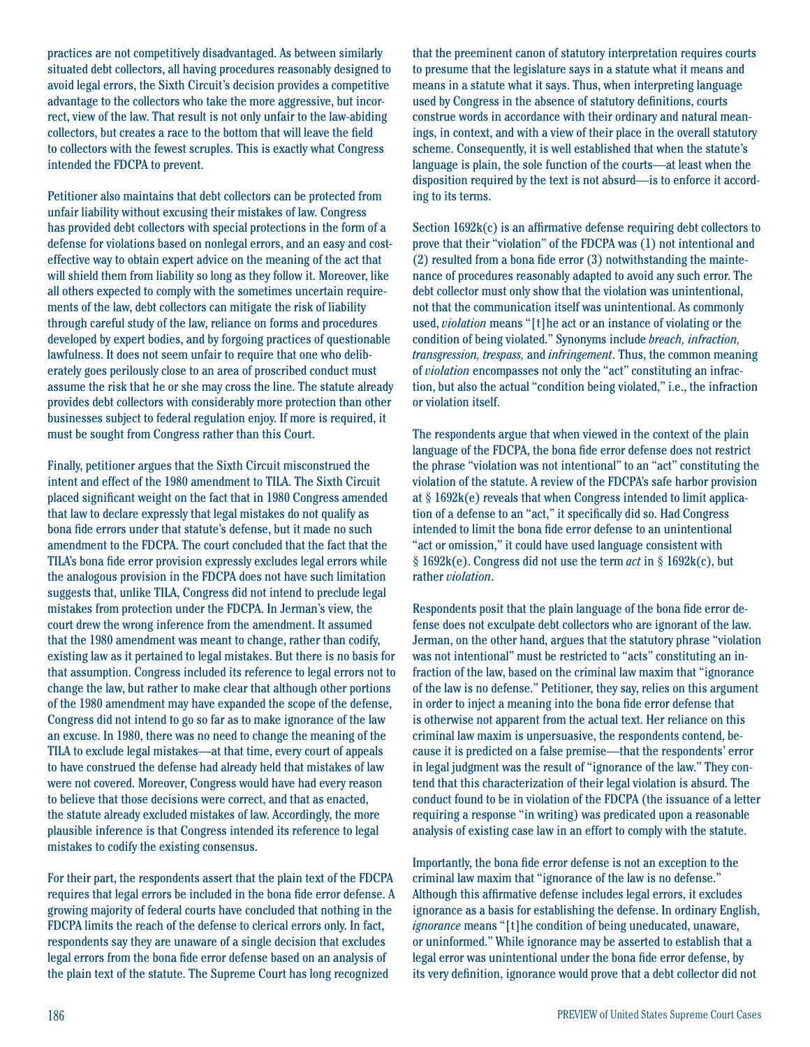practices are not competitively disadvantaged. As between similarly situated debt collectors, all having procedures reasonably designed to avoid legal errors, the Sixth Circuit's decision provides a competitive advantage to the collectors who take the more aggressive, but incorrect, view of the law. That result is not only unfair to the law-abiding collectors, but creates a race to the bottom that will leave the field to collectors with the fewest scruples. This is exactly what Congress intended the FDCPA to prevent.

Petitioner also maintains that debt collectors can be protected from unfair liability without excusing their mistakes of law. Congress has provided debt collectors with special protections in the form of a defense for violations based on nonlegal errors, and an easy and cost-effective way to obtain expert advice on the meaning of the act that will shield them from liability so long as they follow it. Moreover, like all others expected to comply with the sometimes uncertain requirements of the law, debt collectors can mitigate the risk of liability through careful study of the law, reliance on forms and procedures developed by expert bodies, and by forgoing practices of questionable lawfulness. It does not seem unfair to require that one who deliberately goes perilously close to an area of proscribed conduct must assume the risk that he or she may cross the line. The statute already provides debt collectors with considerably more protection than other businesses subject to federal regulation enjoy. If more is required, it must be sought from Congress rather than this Court.

Finally, petitioner argues that the Sixth Circuit misconstrued the intent and effect of the 1980 amendment to TILA. The Sixth Circuit placed significant weight on the fact that in 1980 Congress amended that law to declare expressly that legal mistakes do not qualify as bona fide errors under that statute's defense, but it made no such amendment to the FDCPA. The court concluded that the fact that the TILA's bona fide error provision expressly excludes legal errors while the analogous provision in the FDCPA does not have such limitation suggests that, unlike TILA, Congress did not intend to preclude legal mistakes from protection under the FDCPA. In Jerman's view, the court drew the wrong inference from the amendment. It assumed that the 1980 amendment was meant to change, rather than codify, existing law as it pertained to legal mistakes. But there is no basis for that assumption. Congress included its reference to legal errors not to change the law, but rather to make clear that although other portions of the 1980 amendment may have expanded the scope of the defense, Congress did not intend to go so far as to make ignorance of the law an excuse. In 1980, there was no need to change the meaning of the TILA to exclude legal mistakes—at that time, every court of appeals to have construed the defense had already held that mistakes of law were not covered. Moreover, Congress would have had every reason to believe that those decisions were correct, and that as enacted, the statute already excluded mistakes of law. Accordingly, the more plausible inference is that Congress intended its reference to legal mistakes to codify the existing consensus.

For their part, the respondents assert that the plain text of the FDCPA requires that legal errors be included in the bona fide error defense. A growing majority of federal courts have concluded that nothing in the FDCPA limits the reach of the defense to clerical errors only. In fact, respondents say they are unaware of a single decision that excludes legal errors from the bona fide error defense based on an analysis of the plain text of the statute. The Supreme Court has long recognized that the preeminent canon of statutory interpretation requires courts to presume that the legislature says in a statute what it means and means in a statute what it says. Thus, when interpreting language used by Congress in the absence of statutory definitions, courts construe words in accordance with their ordinary and natural meanings, in context, and with a view of their place in the overall statutory scheme. Consequently, it is well established that when the statute's language is plain, the sole function of the courts—at least when the disposition required by the text is not absurd—is to enforce it according to its terms.

Section 1692k(c) is an affirmative defense requiring debt collectors to prove that their "violation" of the FDCPA was (1) not intentional and (2) resulted from a bona fide error (3) notwithstanding the maintenance of procedures reasonably adapted to avoid any such error. The debt collector must only show that the violation was unintentional, not that the communication itself was unintentional. As commonly used, *violation* means "[t]he act or an instance of violating or the condition of being violated." Synonyms include *breach, infraction, transgression, trespass,* and *infringement*. Thus, the common meaning of *violation* encompasses not only the "act" constituting an infraction, but also the actual "condition being violated," i.e., the infraction or violation itself.

The respondents argue that when viewed in the context of the plain language of the FDCPA, the bona fide error defense does not restrict the phrase "violation was not intentional" to an "act" constituting the violation of the statute. A review of the FDCPA's safe harbor provision at § 1692k(e) reveals that when Congress intended to limit application of a defense to an "act," it specifically did so. Had Congress intended to limit the bona fide error defense to an unintentional "act or omission," it could have used language consistent with § 1692k(e). Congress did not use the term *act* in § 1692k(c), but rather *violation*.

Respondents posit that the plain language of the bona fide error defense does not exculpate debt collectors who are ignorant of the law. Jerman, on the other hand, argues that the statutory phrase "violation was not intentional" must be restricted to "acts" constituting an infraction of the law, based on the criminal law maxim that "ignorance of the law is no defense." Petitioner, they say, relies on this argument in order to inject a meaning into the bona fide error defense that is otherwise not apparent from the actual text. Her reliance on this criminal law maxim is unpersuasive, the respondents contend, because it is predicted on a false premise—that the respondents' error in legal judgment was the result of "ignorance of the law." They contend that this characterization of their legal violation is absurd. The conduct found to be in violation of the FDCPA (the issuance of a letter requiring a response "in writing) was predicated upon a reasonable analysis of existing case law in an effort to comply with the statute.

Importantly, the bona fide error defense is not an exception to the criminal law maxim that "ignorance of the law is no defense." Although this affirmative defense includes legal errors, it excludes ignorance as a basis for establishing the defense. In ordinary English, *ignorance* means "[t]he condition of being uneducated, unaware, or uninformed." While ignorance may be asserted to establish that a legal error was unintentional under the bona fide error defense, by its very definition, ignorance would prove that a debt collector did not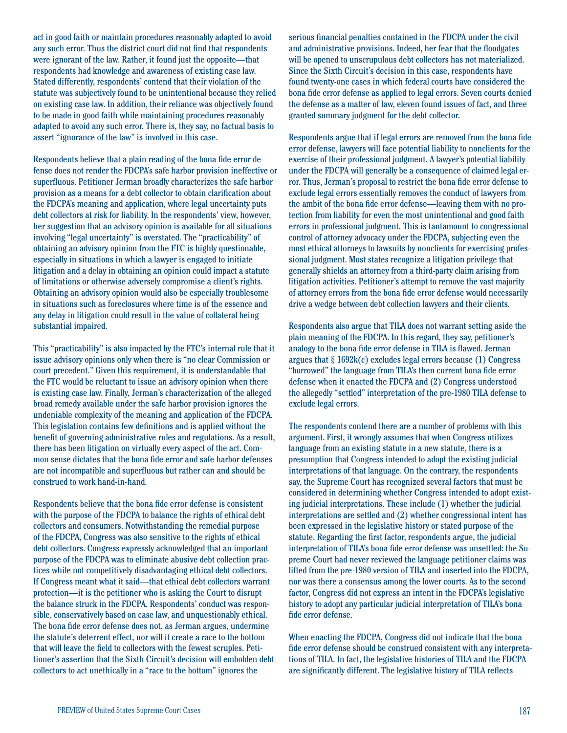act in good faith or maintain procedures reasonably adapted to avoid any such error. Thus the district court did not find that respondents were ignorant of the law. Rather, it found just the opposite—that respondents had knowledge and awareness of existing case law. Stated differently, respondents' contend that their violation of the statute was subjectively found to be unintentional because they relied on existing case law. In addition, their reliance was objectively found to be made in good faith while maintaining procedures reasonably adapted to avoid any such error. There is, they say, no factual basis to assert "ignorance of the law" is involved in this case.

Respondents believe that a plain reading of the bona fide error defense does not render the FDCPA's safe harbor provision ineffective or superfluous. Petitioner Jerman broadly characterizes the safe harbor provision as a means for a debt collector to obtain clarification about the FDCPA's meaning and application, where legal uncertainty puts debt collectors at risk for liability. In the respondents' view, however, her suggestion that an advisory opinion is available for all situations involving "legal uncertainty" is overstated. The "practicability" of obtaining an advisory opinion from the FTC is highly questionable, especially in situations in which a lawyer is engaged to initiate litigation and a delay in obtaining an opinion could impact a statute of limitations or otherwise adversely compromise a client's rights. Obtaining an advisory opinion would also be especially troublesome in situations such as foreclosures where time is of the essence and any delay in litigation could result in the value of collateral being substantial impaired.

This "practicability" is also impacted by the FTC's internal rule that it issue advisory opinions only when there is "no clear Commission or court precedent." Given this requirement, it is understandable that the FTC would be reluctant to issue an advisory opinion when there is existing case law. Finally, Jerman's characterization of the alleged broad remedy available under the safe harbor provision ignores the undeniable complexity of the meaning and application of the FDCPA. This legislation contains few definitions and is applied without the benefit of governing administrative rules and regulations. As a result, there has been litigation on virtually every aspect of the act. Common sense dictates that the bona fide error and safe harbor defenses are not incompatible and superfluous but rather can and should be construed to work hand-in-hand.

Respondents believe that the bona fide error defense is consistent with the purpose of the FDCPA to balance the rights of ethical debt collectors and consumers. Notwithstanding the remedial purpose of the FDCPA, Congress was also sensitive to the rights of ethical debt collectors. Congress expressly acknowledged that an important purpose of the FDCPA was to eliminate abusive debt collection practices while not competitively disadvantaging ethical debt collectors. If Congress meant what it said—that ethical debt collectors warrant protection—it is the petitioner who is asking the Court to disrupt the balance struck in the FDCPA. Respondents' conduct was responsible, conservatively based on case law, and unquestionably ethical. The bona fide error defense does not, as Jerman argues, undermine the statute's deterrent effect, nor will it create a race to the bottom that will leave the field to collectors with the fewest scruples. Petitioner's assertion that the Sixth Circuit's decision will embolden debt collectors to act unethically in a "race to the bottom" ignores the serious financial penalties contained in the FDCPA under the civil and administrative provisions. Indeed, her fear that the floodgates will be opened to unscrupulous debt collectors has not materialized. Since the Sixth Circuit's decision in this case, respondents have found twenty-one cases in which federal courts have considered the bona fide error defense as applied to legal errors. Seven courts denied the defense as a matter of law, eleven found issues of fact, and three granted summary judgment for the debt collector.

Respondents argue that if legal errors are removed from the bona fide error defense, lawyers will face potential liability to nonclients for the exercise of their professional judgment. A lawyer's potential liability under the FDCPA will generally be a consequence of claimed legal error. Thus, Jerman's proposal to restrict the bona fide error defense to exclude legal errors essentially removes the conduct of lawyers from the ambit of the bona fide error defense—leaving them with no protection from liability for even the most unintentional and good faith errors in professional judgment. This is tantamount to congressional control of attorney advocacy under the FDCPA, subjecting even the most ethical attorneys to lawsuits by nonclients for exercising professional judgment. Most states recognize a litigation privilege that generally shields an attorney from a third-party claim arising from litigation activities. Petitioner's attempt to remove the vast majority of attorney errors from the bona fide error defense would necessarily drive a wedge between debt collection lawyers and their clients.

Respondents also argue that TILA does not warrant setting aside the plain meaning of the FDCPA. In this regard, they say, petitioner's analogy to the bona fide error defense in TILA is flawed. Jerman argues that § 1692k(c) excludes legal errors because (1) Congress "borrowed" the language from TILA's then current bona fide error defense when it enacted the FDCPA and (2) Congress understood the allegedly "settled" interpretation of the pre-1980 TILA defense to exclude legal errors.

The respondents contend there are a number of problems with this argument. First, it wrongly assumes that when Congress utilizes language from an existing statute in a new statute, there is a presumption that Congress intended to adopt the existing judicial interpretations of that language. On the contrary, the respondents say, the Supreme Court has recognized several factors that must be considered in determining whether Congress intended to adopt existing judicial interpretations. These include (1) whether the judicial interpretations are settled and (2) whether congressional intent has been expressed in the legislative history or stated purpose of the statute. Regarding the first factor, respondents argue, the judicial interpretation of TILA's bona fide error defense was unsettled: the Supreme Court had never reviewed the language petitioner claims was lifted from the pre-1980 version of TILA and inserted into the FDCPA, nor was there a consensus among the lower courts. As to the second factor, Congress did not express an intent in the FDCPA's legislative history to adopt any particular judicial interpretation of TILA's bona fide error defense.

When enacting the FDCPA, Congress did not indicate that the bona fide error defense should be construed consistent with any interpretations of TILA. In fact, the legislative histories of TILA and the FDCPA are significantly different. The legislative history of TILA reflects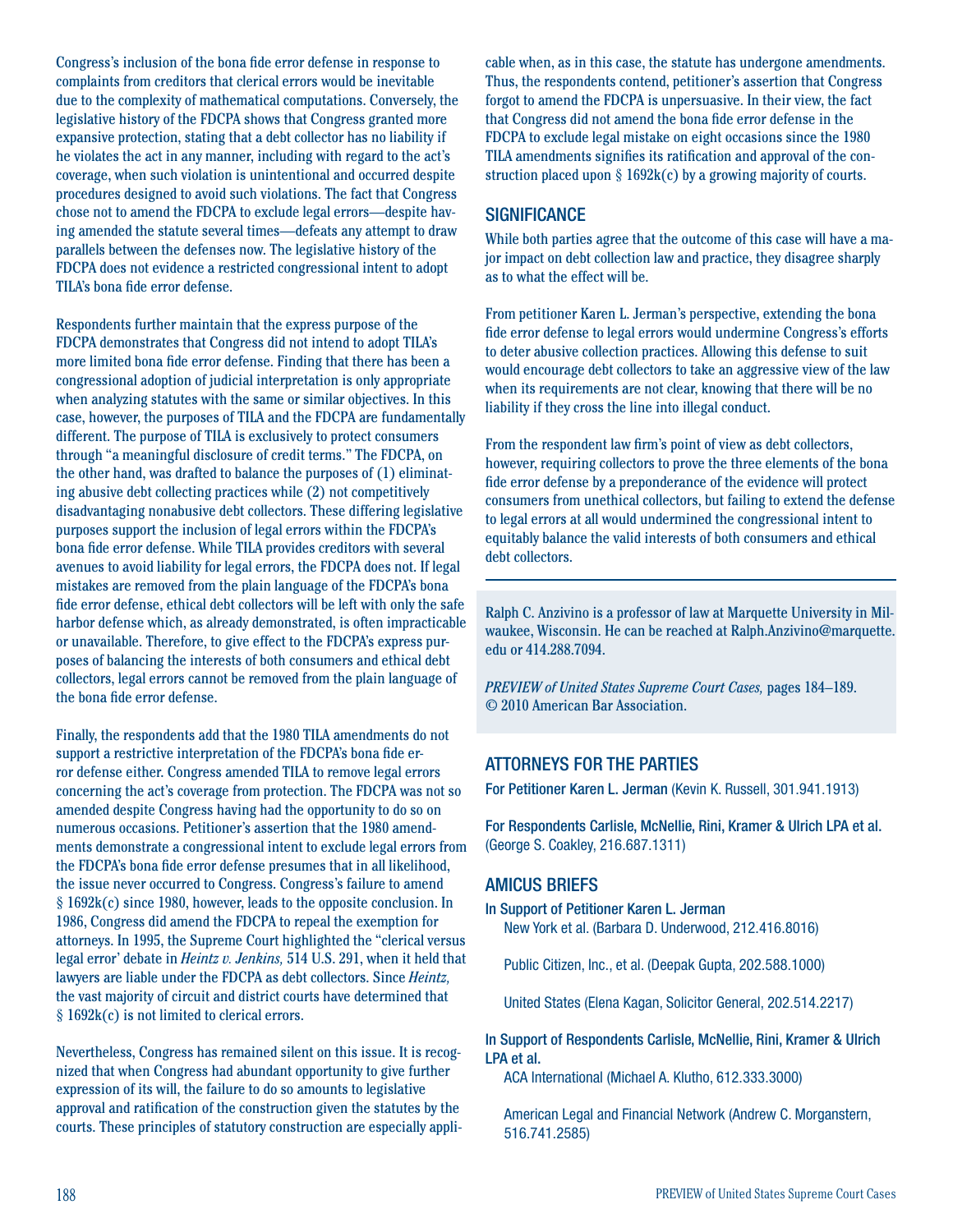Congress's inclusion of the bona fide error defense in response to complaints from creditors that clerical errors would be inevitable due to the complexity of mathematical computations. Conversely, the legislative history of the FDCPA shows that Congress granted more expansive protection, stating that a debt collector has no liability if he violates the act in any manner, including with regard to the act's coverage, when such violation is unintentional and occurred despite procedures designed to avoid such violations. The fact that Congress chose not to amend the FDCPA to exclude legal errors—despite having amended the statute several times—defeats any attempt to draw parallels between the defenses now. The legislative history of the FDCPA does not evidence a restricted congressional intent to adopt TILA's bona fide error defense.

Respondents further maintain that the express purpose of the FDCPA demonstrates that Congress did not intend to adopt TILA's more limited bona fide error defense. Finding that there has been a congressional adoption of judicial interpretation is only appropriate when analyzing statutes with the same or similar objectives. In this case, however, the purposes of TILA and the FDCPA are fundamentally different. The purpose of TILA is exclusively to protect consumers through "a meaningful disclosure of credit terms." The FDCPA, on the other hand, was drafted to balance the purposes of (1) eliminating abusive debt collecting practices while (2) not competitively disadvantaging nonabusive debt collectors. These differing legislative purposes support the inclusion of legal errors within the FDCPA's bona fide error defense. While TILA provides creditors with several avenues to avoid liability for legal errors, the FDCPA does not. If legal mistakes are removed from the plain language of the FDCPA's bona fide error defense, ethical debt collectors will be left with only the safe harbor defense which, as already demonstrated, is often impracticable or unavailable. Therefore, to give effect to the FDCPA's express purposes of balancing the interests of both consumers and ethical debt collectors, legal errors cannot be removed from the plain language of the bona fide error defense.

Finally, the respondents add that the 1980 TILA amendments do not support a restrictive interpretation of the FDCPA's bona fide error defense either. Congress amended TILA to remove legal errors concerning the act's coverage from protection. The FDCPA was not so amended despite Congress having had the opportunity to do so on numerous occasions. Petitioner's assertion that the 1980 amendments demonstrate a congressional intent to exclude legal errors from the FDCPA's bona fide error defense presumes that in all likelihood, the issue never occurred to Congress. Congress's failure to amend § 1692k(c) since 1980, however, leads to the opposite conclusion. In 1986, Congress did amend the FDCPA to repeal the exemption for attorneys. In 1995, the Supreme Court highlighted the "clerical versus legal error' debate in *Heintz v. Jenkins,* 514 U.S. 291, when it held that lawyers are liable under the FDCPA as debt collectors. Since *Heintz,* the vast majority of circuit and district courts have determined that § 1692k(c) is not limited to clerical errors.

Nevertheless, Congress has remained silent on this issue. It is recognized that when Congress had abundant opportunity to give further expression of its will, the failure to do so amounts to legislative approval and ratification of the construction given the statutes by the courts. These principles of statutory construction are especially applicable when, as in this case, the statute has undergone amendments. Thus, the respondents contend, petitioner's assertion that Congress forgot to amend the FDCPA is unpersuasive. In their view, the fact that Congress did not amend the bona fide error defense in the FDCPA to exclude legal mistake on eight occasions since the 1980 TILA amendments signifies its ratification and approval of the construction placed upon § 1692k(c) by a growing majority of courts.

## SIGNIFICANCE

While both parties agree that the outcome of this case will have a major impact on debt collection law and practice, they disagree sharply as to what the effect will be.

From petitioner Karen L. Jerman's perspective, extending the bona fide error defense to legal errors would undermine Congress's efforts to deter abusive collection practices. Allowing this defense to suit would encourage debt collectors to take an aggressive view of the law when its requirements are not clear, knowing that there will be no liability if they cross the line into illegal conduct.

From the respondent law firm's point of view as debt collectors, however, requiring collectors to prove the three elements of the bona fide error defense by a preponderance of the evidence will protect consumers from unethical collectors, but failing to extend the defense to legal errors at all would undermined the congressional intent to equitably balance the valid interests of both consumers and ethical debt collectors.

---

Ralph C. Anzivino is a professor of law at Marquette University in Milwaukee, Wisconsin. He can be reached at Ralph.Anzivino@marquette.edu or 414.288.7094.

*PREVIEW of United States Supreme Court Cases,* pages 184–189. © 2010 American Bar Association.

## ATTORNEYS FOR THE PARTIES

**For Petitioner Karen L. Jerman** (Kevin K. Russell, 301.941.1913)

**For Respondents Carlisle, McNellie, Rini, Kramer & Ulrich LPA et al.** (George S. Coakley, 216.687.1311)

## AMICUS BRIEFS

**In Support of Petitioner Karen L. Jerman**

New York et al. (Barbara D. Underwood, 212.416.8016)

Public Citizen, Inc., et al. (Deepak Gupta, 202.588.1000)

United States (Elena Kagan, Solicitor General, 202.514.2217)

**In Support of Respondents Carlisle, McNellie, Rini, Kramer & Ulrich LPA et al.**

ACA International (Michael A. Klutho, 612.333.3000)

American Legal and Financial Network (Andrew C. Morganstern, 516.741.2585)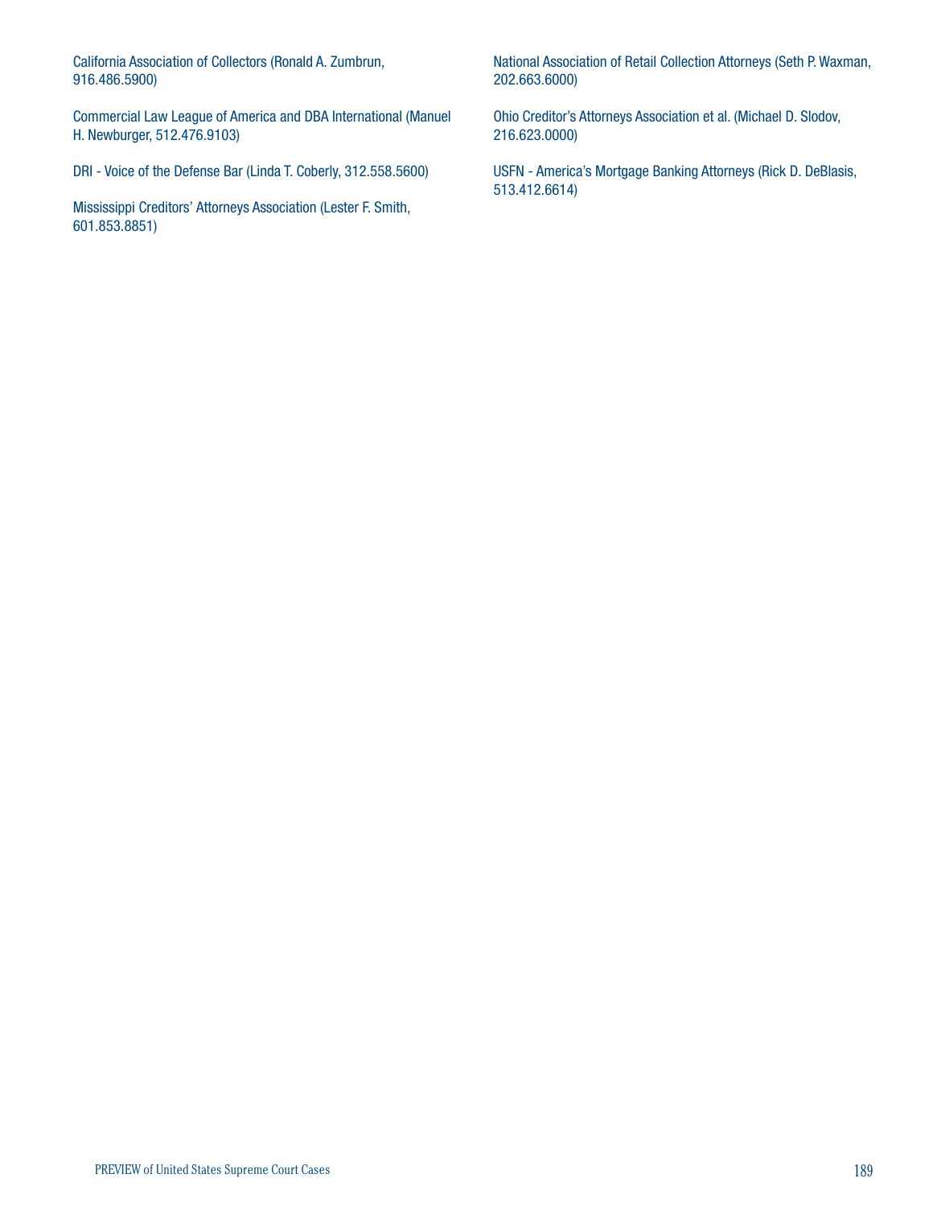California Association of Collectors (Ronald A. Zumbrun, 916.486.5900)

Commercial Law League of America and DBA International (Manuel H. Newburger, 512.476.9103)

DRI - Voice of the Defense Bar (Linda T. Coberly, 312.558.5600)

Mississippi Creditors' Attorneys Association (Lester F. Smith, 601.853.8851)

National Association of Retail Collection Attorneys (Seth P. Waxman, 202.663.6000)

Ohio Creditor's Attorneys Association et al. (Michael D. Slodov, 216.623.0000)

USFN - America's Mortgage Banking Attorneys (Rick D. DeBlasis, 513.412.6614)